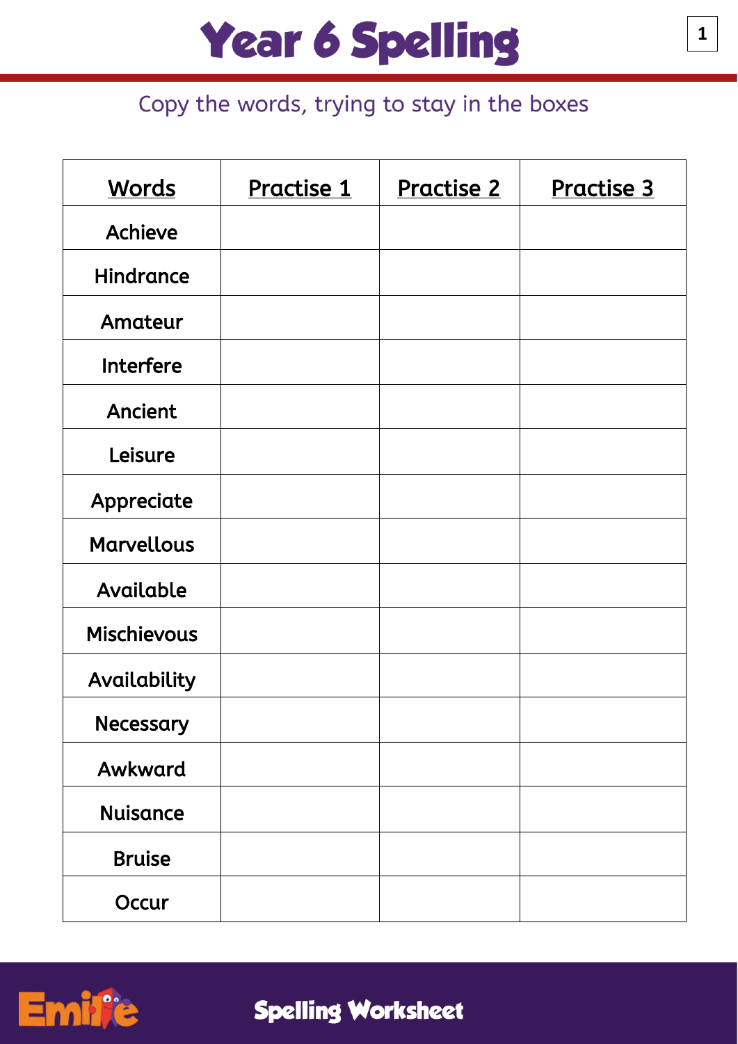# Year 6 Spelling

Copy the words, trying to stay in the boxes

| Words | Practise 1 | Practise 2 | Practise 3 |
| --- | --- | --- | --- |
| Achieve | | | |
| Hindrance | | | |
| Amateur | | | |
| Interfere | | | |
| Ancient | | | |
| Leisure | | | |
| Appreciate | | | |
| Marvellous | | | |
| Available | | | |
| Mischievous | | | |
| Availability | | | |
| Necessary | | | |
| Awkward | | | |
| Nuisance | | | |
| Bruise | | | |
| Occur | | | |

Spelling Worksheet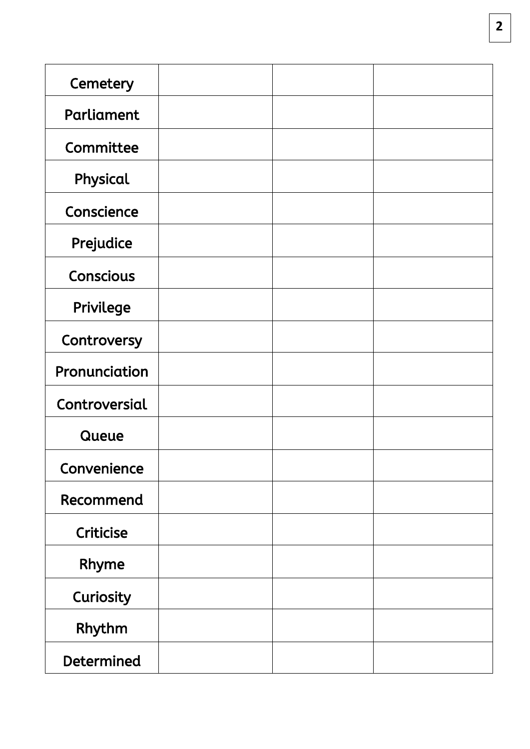| | | | |
|---|---|---|---|
| Cemetery | | | |
| Parliament | | | |
| Committee | | | |
| Physical | | | |
| Conscience | | | |
| Prejudice | | | |
| Conscious | | | |
| Privilege | | | |
| Controversy | | | |
| Pronunciation | | | |
| Controversial | | | |
| Queue | | | |
| Convenience | | | |
| Recommend | | | |
| Criticise | | | |
| Rhyme | | | |
| Curiosity | | | |
| Rhythm | | | |
| Determined | | | |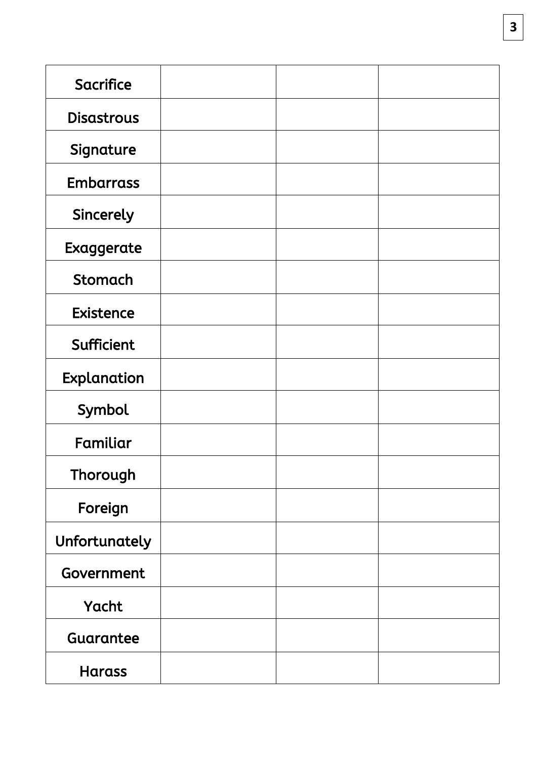| Sacrifice | | | |
|---|---|---|---|
| Disastrous | | | |
| Signature | | | |
| Embarrass | | | |
| Sincerely | | | |
| Exaggerate | | | |
| Stomach | | | |
| Existence | | | |
| Sufficient | | | |
| Explanation | | | |
| Symbol | | | |
| Familiar | | | |
| Thorough | | | |
| Foreign | | | |
| Unfortunately | | | |
| Government | | | |
| Yacht | | | |
| Guarantee | | | |
| Harass | | | |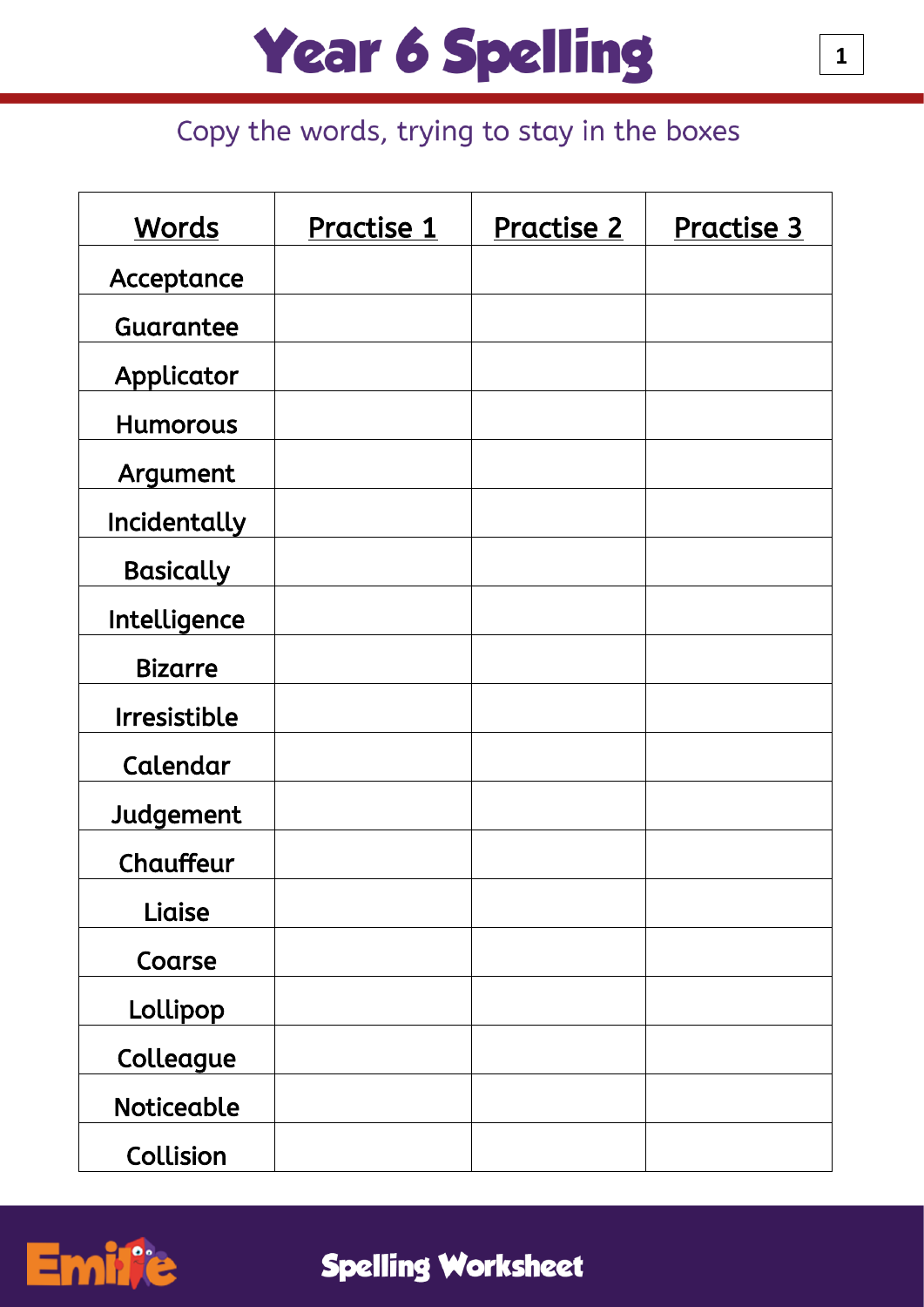# Year 6 Spelling

Copy the words, trying to stay in the boxes

| Words | Practise 1 | Practise 2 | Practise 3 |
|---|---|---|---|
| Acceptance | | | |
| Guarantee | | | |
| Applicator | | | |
| Humorous | | | |
| Argument | | | |
| Incidentally | | | |
| Basically | | | |
| Intelligence | | | |
| Bizarre | | | |
| Irresistible | | | |
| Calendar | | | |
| Judgement | | | |
| Chauffeur | | | |
| Liaise | | | |
| Coarse | | | |
| Lollipop | | | |
| Colleague | | | |
| Noticeable | | | |
| Collision | | | |

Spelling Worksheet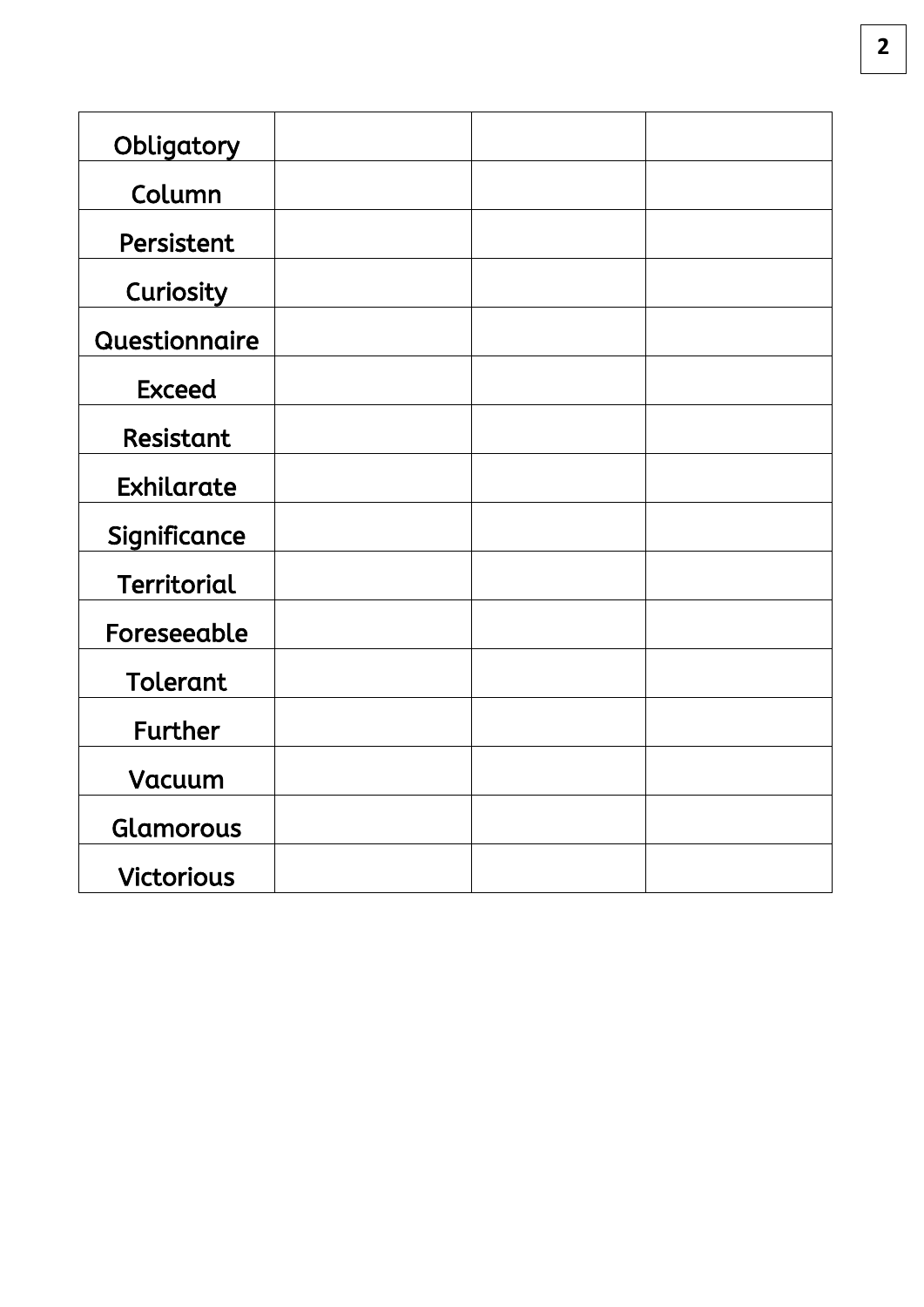| | | | |
|---|---|---|---|
| Obligatory | | | |
| Column | | | |
| Persistent | | | |
| Curiosity | | | |
| Questionnaire | | | |
| Exceed | | | |
| Resistant | | | |
| Exhilarate | | | |
| Significance | | | |
| Territorial | | | |
| Foreseeable | | | |
| Tolerant | | | |
| Further | | | |
| Vacuum | | | |
| Glamorous | | | |
| Victorious | | | |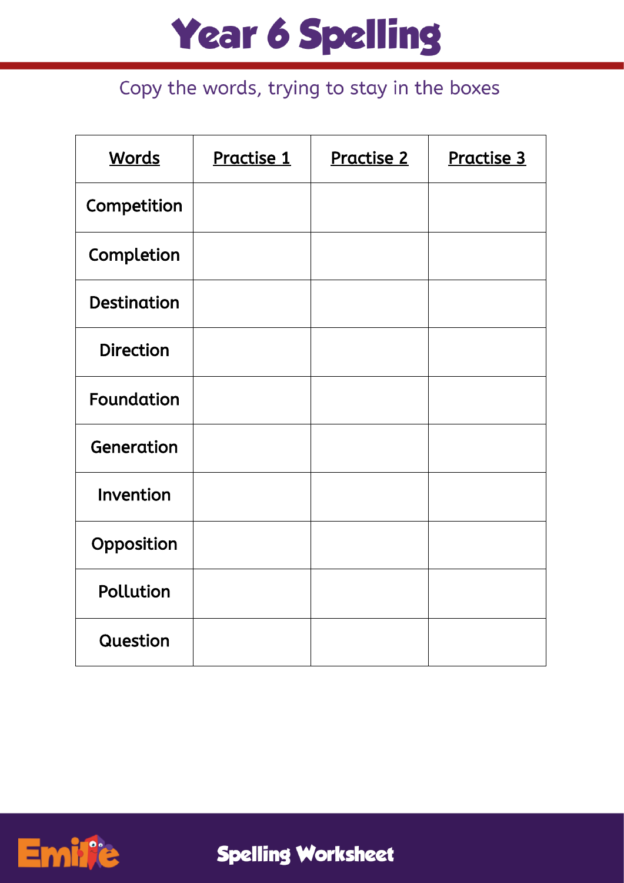# Year 6 Spelling

Copy the words, trying to stay in the boxes

| Words | Practise 1 | Practise 2 | Practise 3 |
|---|---|---|---|
| Competition | | | |
| Completion | | | |
| Destination | | | |
| Direction | | | |
| Foundation | | | |
| Generation | | | |
| Invention | | | |
| Opposition | | | |
| Pollution | | | |
| Question | | | |

Spelling Worksheet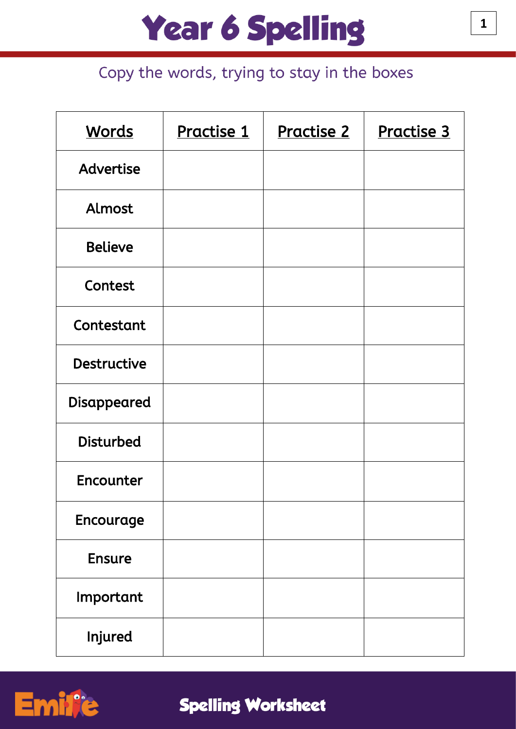# Year 6 Spelling

Copy the words, trying to stay in the boxes

| Words | Practise 1 | Practise 2 | Practise 3 |
|---|---|---|---|
| Advertise | | | |
| Almost | | | |
| Believe | | | |
| Contest | | | |
| Contestant | | | |
| Destructive | | | |
| Disappeared | | | |
| Disturbed | | | |
| Encounter | | | |
| Encourage | | | |
| Ensure | | | |
| Important | | | |
| Injured | | | |

Spelling Worksheet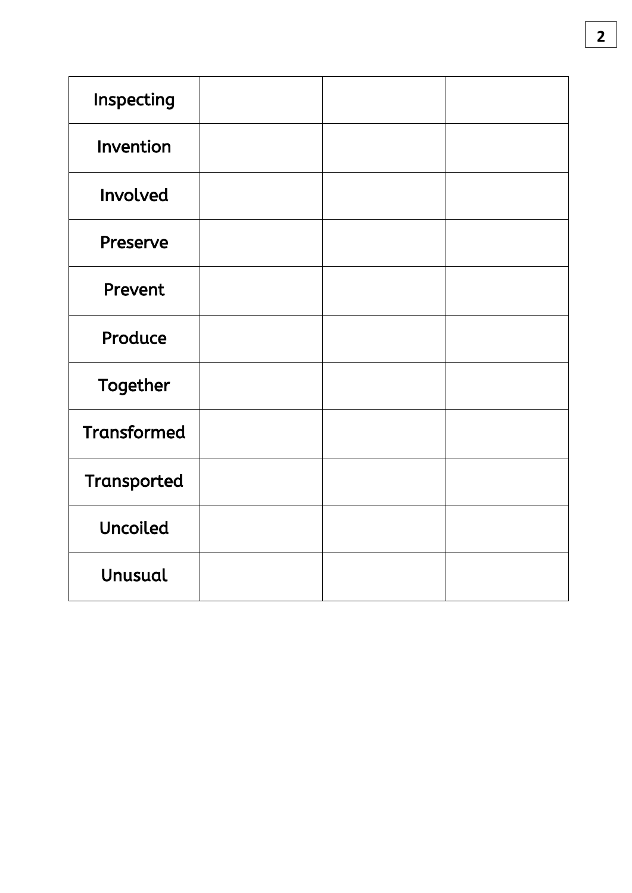| Inspecting | | | |
| --- | --- | --- | --- |
| Invention | | | |
| Involved | | | |
| Preserve | | | |
| Prevent | | | |
| Produce | | | |
| Together | | | |
| Transformed | | | |
| Transported | | | |
| Uncoiled | | | |
| Unusual | | | |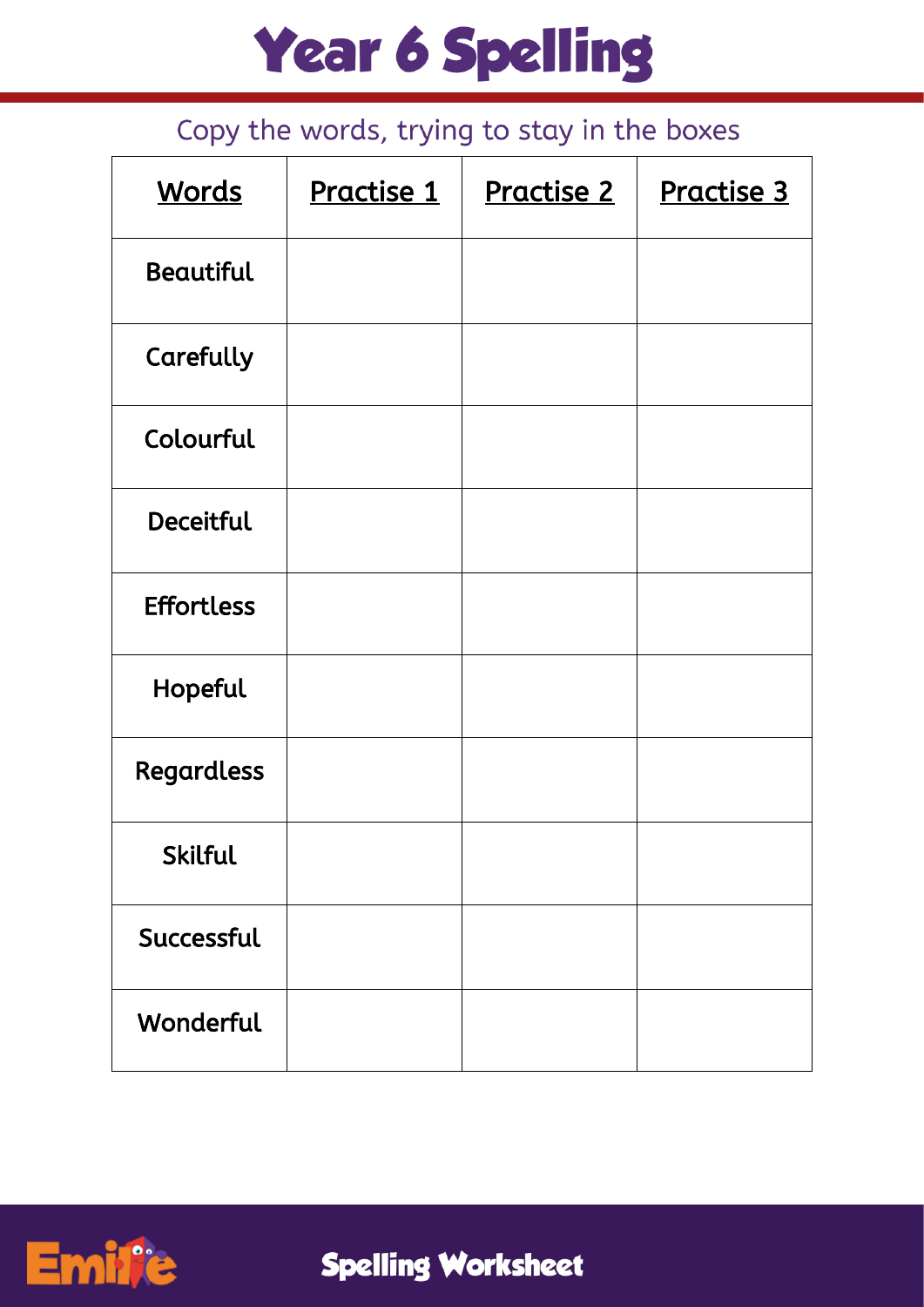# Year 6 Spelling

Copy the words, trying to stay in the boxes

| Words | Practise 1 | Practise 2 | Practise 3 |
|---|---|---|---|
| Beautiful | | | |
| Carefully | | | |
| Colourful | | | |
| Deceitful | | | |
| Effortless | | | |
| Hopeful | | | |
| Regardless | | | |
| Skilful | | | |
| Successful | | | |
| Wonderful | | | |

Spelling Worksheet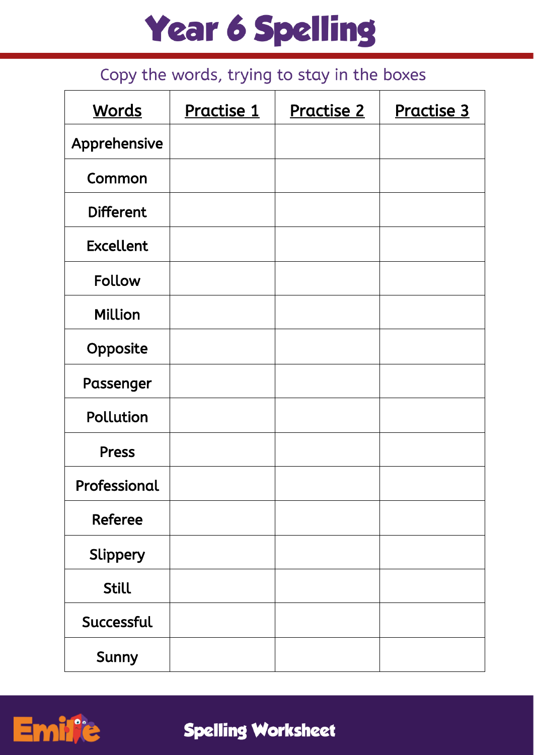# Year 6 Spelling

Copy the words, trying to stay in the boxes

| Words | Practise 1 | Practise 2 | Practise 3 |
| --- | --- | --- | --- |
| Apprehensive | | | |
| Common | | | |
| Different | | | |
| Excellent | | | |
| Follow | | | |
| Million | | | |
| Opposite | | | |
| Passenger | | | |
| Pollution | | | |
| Press | | | |
| Professional | | | |
| Referee | | | |
| Slippery | | | |
| Still | | | |
| Successful | | | |
| Sunny | | | |

Spelling Worksheet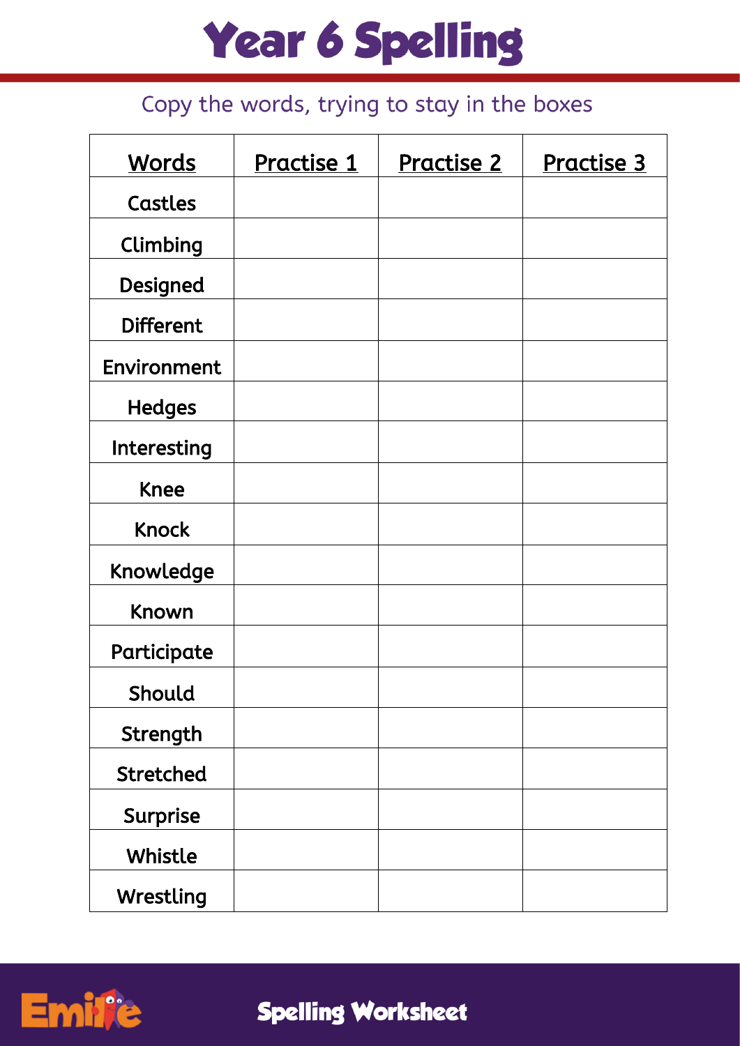# Year 6 Spelling

Copy the words, trying to stay in the boxes

| Words | Practise 1 | Practise 2 | Practise 3 |
|---|---|---|---|
| Castles | | | |
| Climbing | | | |
| Designed | | | |
| Different | | | |
| Environment | | | |
| Hedges | | | |
| Interesting | | | |
| Knee | | | |
| Knock | | | |
| Knowledge | | | |
| Known | | | |
| Participate | | | |
| Should | | | |
| Strength | | | |
| Stretched | | | |
| Surprise | | | |
| Whistle | | | |
| Wrestling | | | |

Spelling Worksheet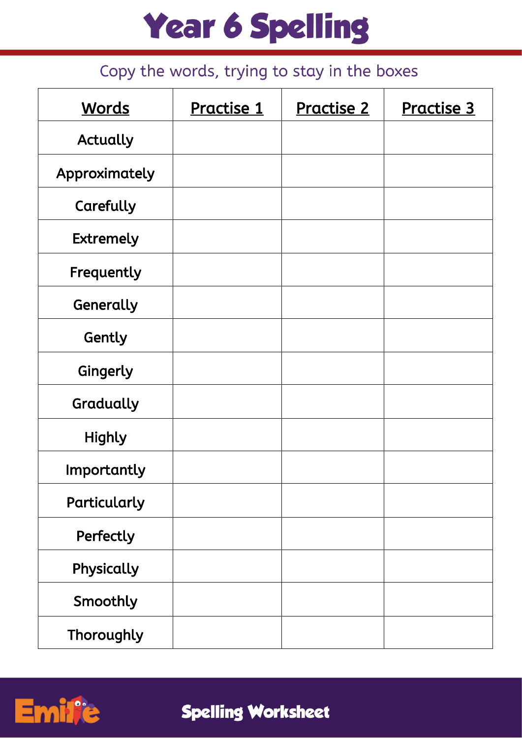# Year 6 Spelling

Copy the words, trying to stay in the boxes

| Words | Practise 1 | Practise 2 | Practise 3 |
|---|---|---|---|
| Actually | | | |
| Approximately | | | |
| Carefully | | | |
| Extremely | | | |
| Frequently | | | |
| Generally | | | |
| Gently | | | |
| Gingerly | | | |
| Gradually | | | |
| Highly | | | |
| Importantly | | | |
| Particularly | | | |
| Perfectly | | | |
| Physically | | | |
| Smoothly | | | |
| Thoroughly | | | |

Emile

Spelling Worksheet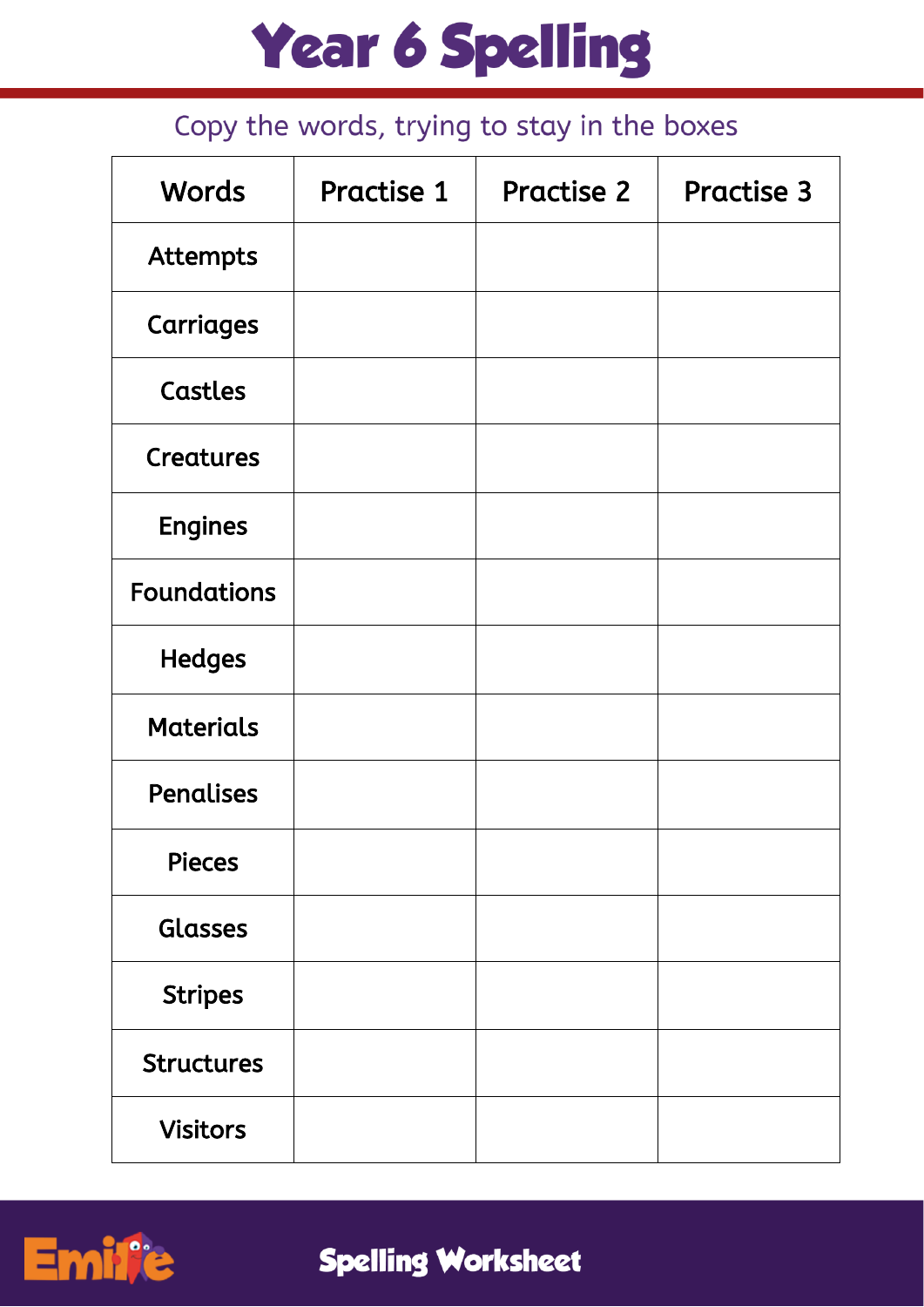# Year 6 Spelling

Copy the words, trying to stay in the boxes

| Words | Practise 1 | Practise 2 | Practise 3 |
|---|---|---|---|
| Attempts | | | |
| Carriages | | | |
| Castles | | | |
| Creatures | | | |
| Engines | | | |
| Foundations | | | |
| Hedges | | | |
| Materials | | | |
| Penalises | | | |
| Pieces | | | |
| Glasses | | | |
| Stripes | | | |
| Structures | | | |
| Visitors | | | |

Emile

**Spelling Worksheet**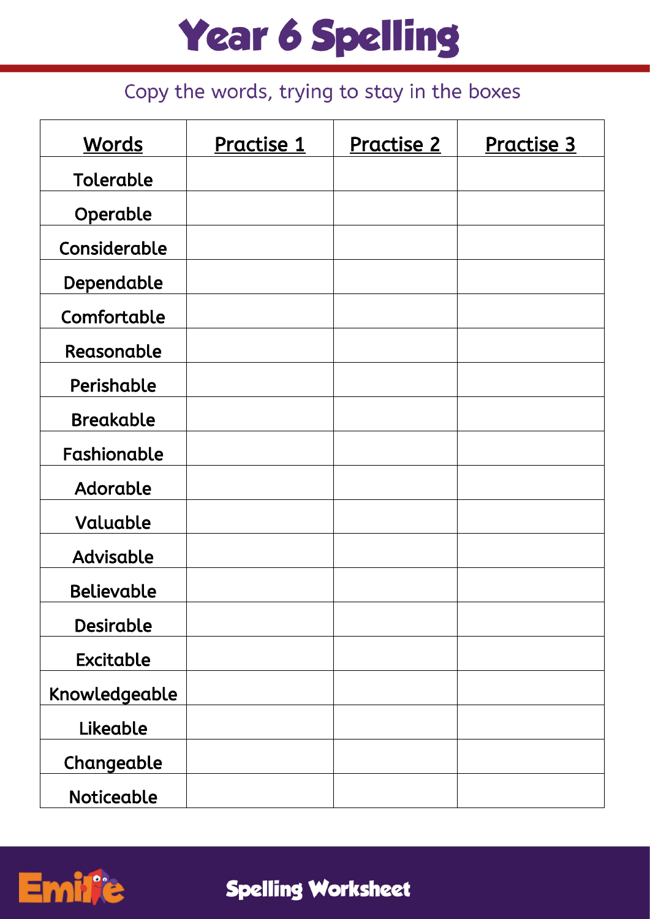# Year 6 Spelling

Copy the words, trying to stay in the boxes

| Words | Practise 1 | Practise 2 | Practise 3 |
|---|---|---|---|
| Tolerable | | | |
| Operable | | | |
| Considerable | | | |
| Dependable | | | |
| Comfortable | | | |
| Reasonable | | | |
| Perishable | | | |
| Breakable | | | |
| Fashionable | | | |
| Adorable | | | |
| Valuable | | | |
| Advisable | | | |
| Believable | | | |
| Desirable | | | |
| Excitable | | | |
| Knowledgeable | | | |
| Likeable | | | |
| Changeable | | | |
| Noticeable | | | |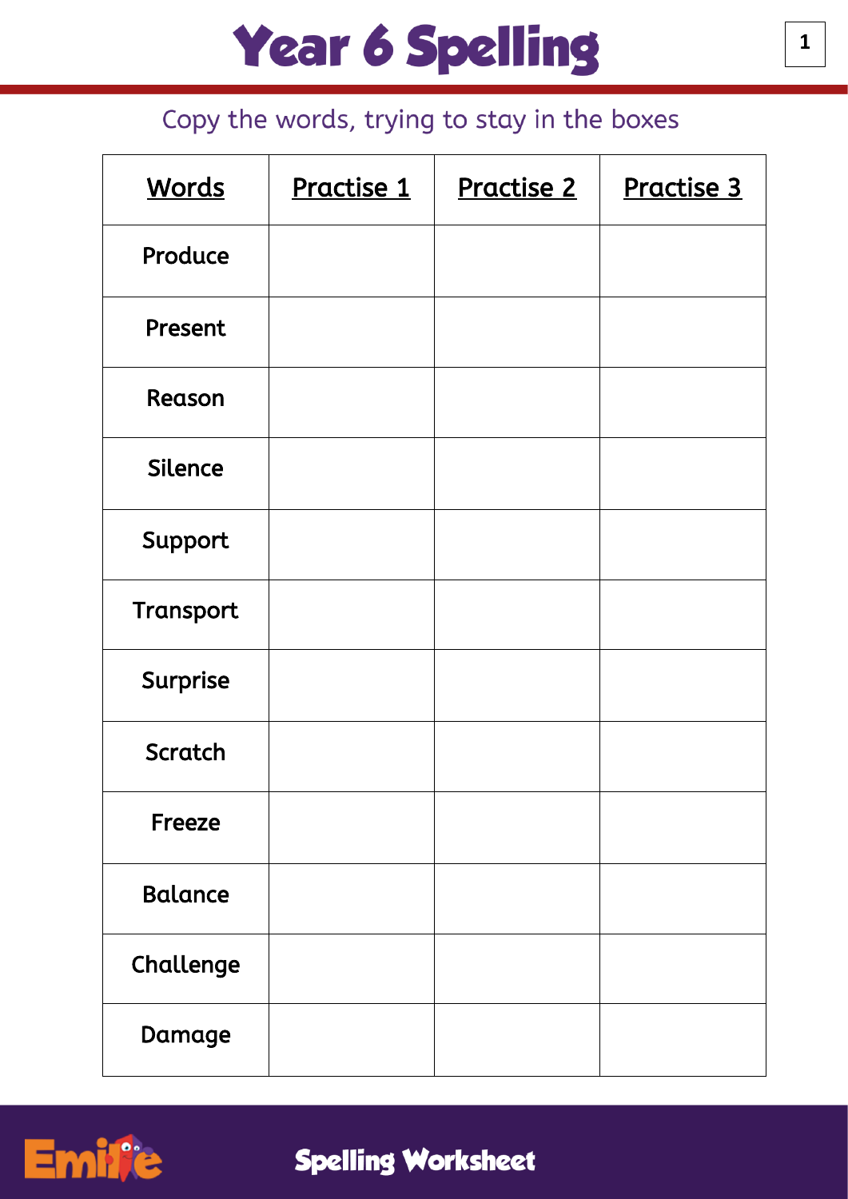# Year 6 Spelling

Copy the words, trying to stay in the boxes

| Words | Practise 1 | Practise 2 | Practise 3 |
|---|---|---|---|
| Produce | | | |
| Present | | | |
| Reason | | | |
| Silence | | | |
| Support | | | |
| Transport | | | |
| Surprise | | | |
| Scratch | | | |
| Freeze | | | |
| Balance | | | |
| Challenge | | | |
| Damage | | | |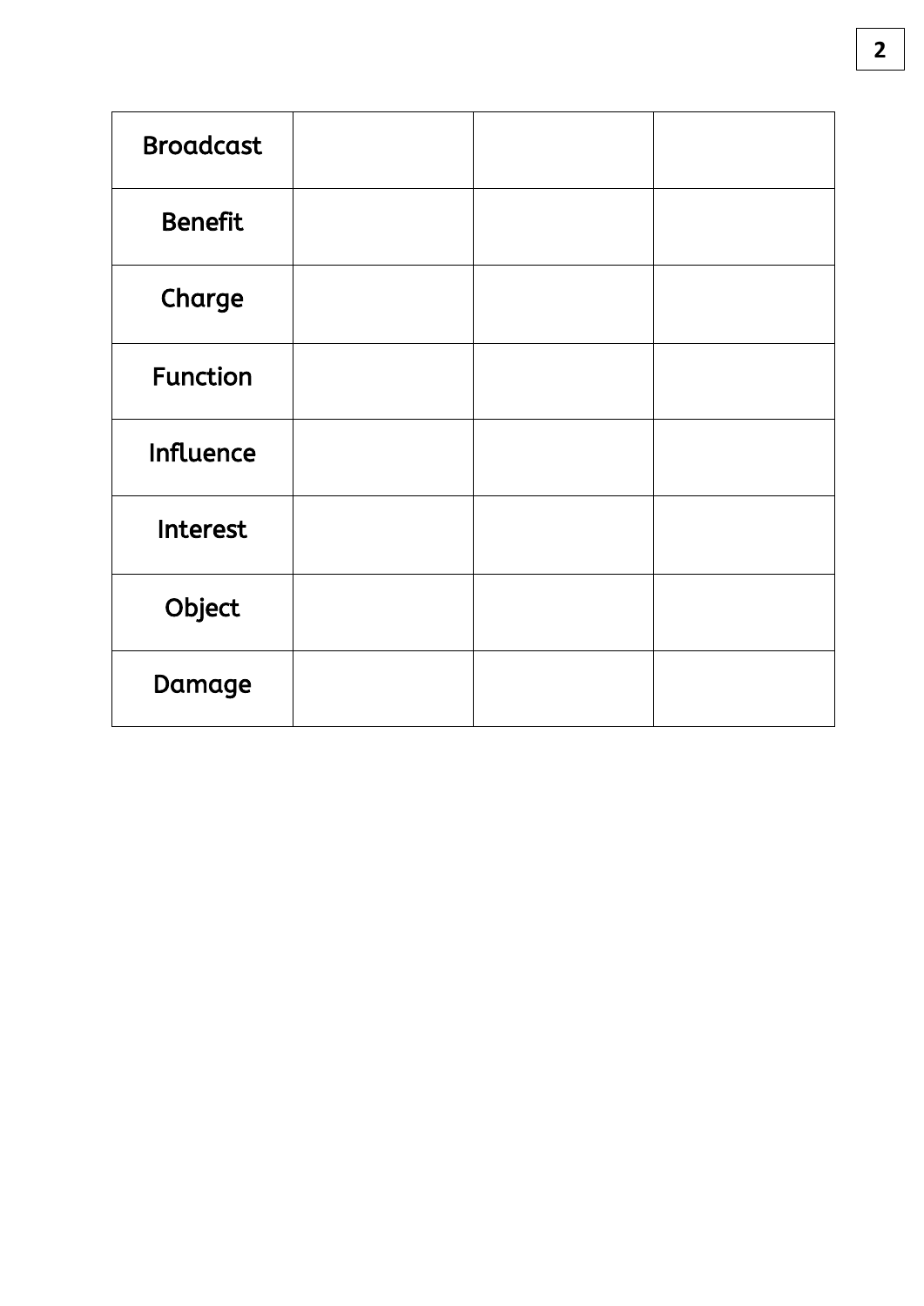| Broadcast | | | |
|---|---|---|---|
| Benefit | | | |
| Charge | | | |
| Function | | | |
| Influence | | | |
| Interest | | | |
| Object | | | |
| Damage | | | |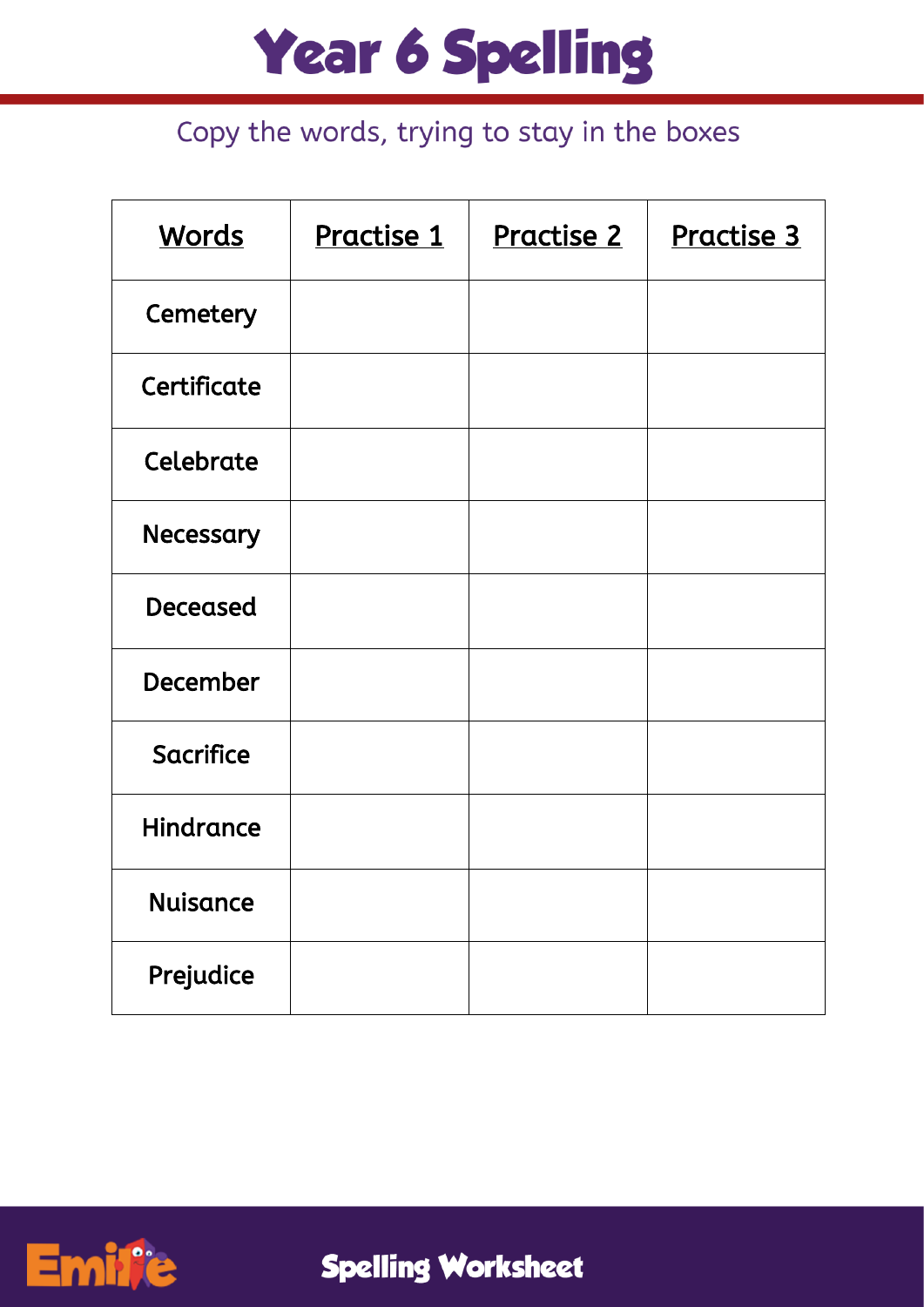# Year 6 Spelling

Copy the words, trying to stay in the boxes

| Words | Practise 1 | Practise 2 | Practise 3 |
|---|---|---|---|
| Cemetery | | | |
| Certificate | | | |
| Celebrate | | | |
| Necessary | | | |
| Deceased | | | |
| December | | | |
| Sacrifice | | | |
| Hindrance | | | |
| Nuisance | | | |
| Prejudice | | | |

Spelling Worksheet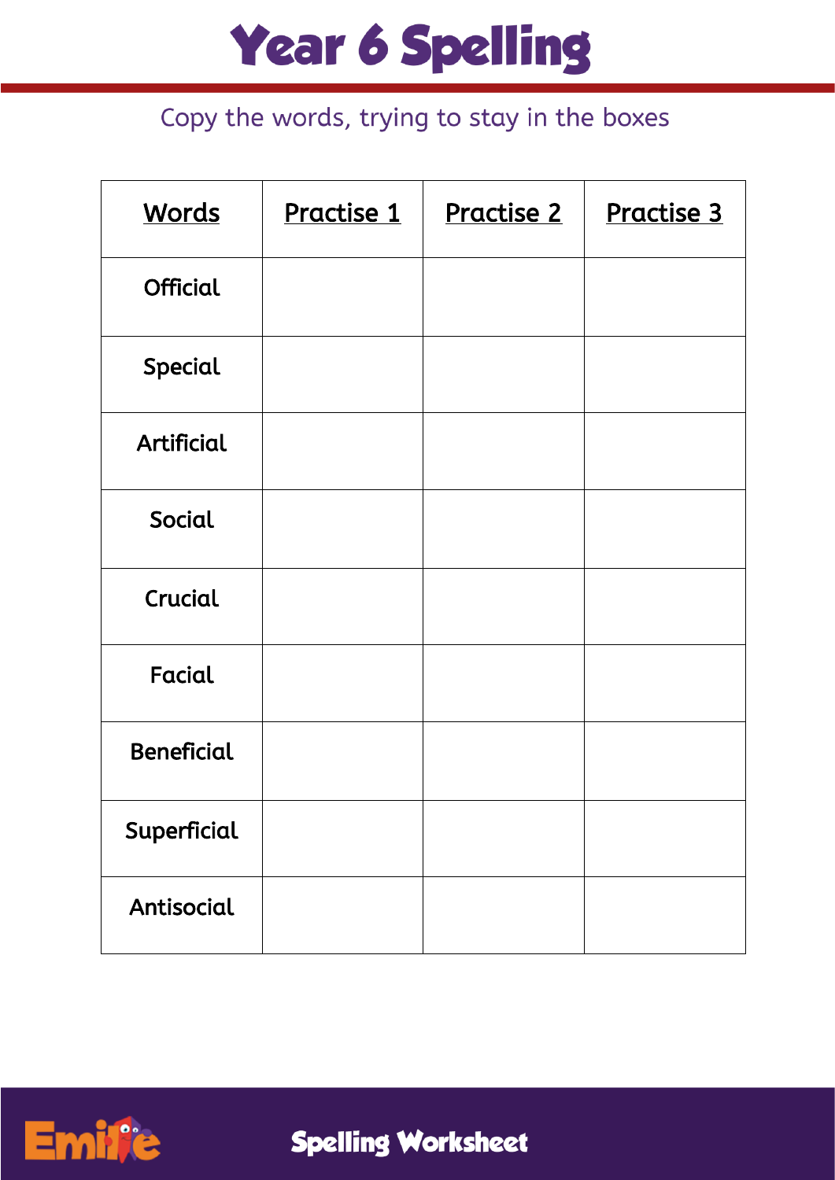# Year 6 Spelling

Copy the words, trying to stay in the boxes

| Words | Practise 1 | Practise 2 | Practise 3 |
|---|---|---|---|
| Official | | | |
| Special | | | |
| Artificial | | | |
| Social | | | |
| Crucial | | | |
| Facial | | | |
| Beneficial | | | |
| Superficial | | | |
| Antisocial | | | |

Spelling Worksheet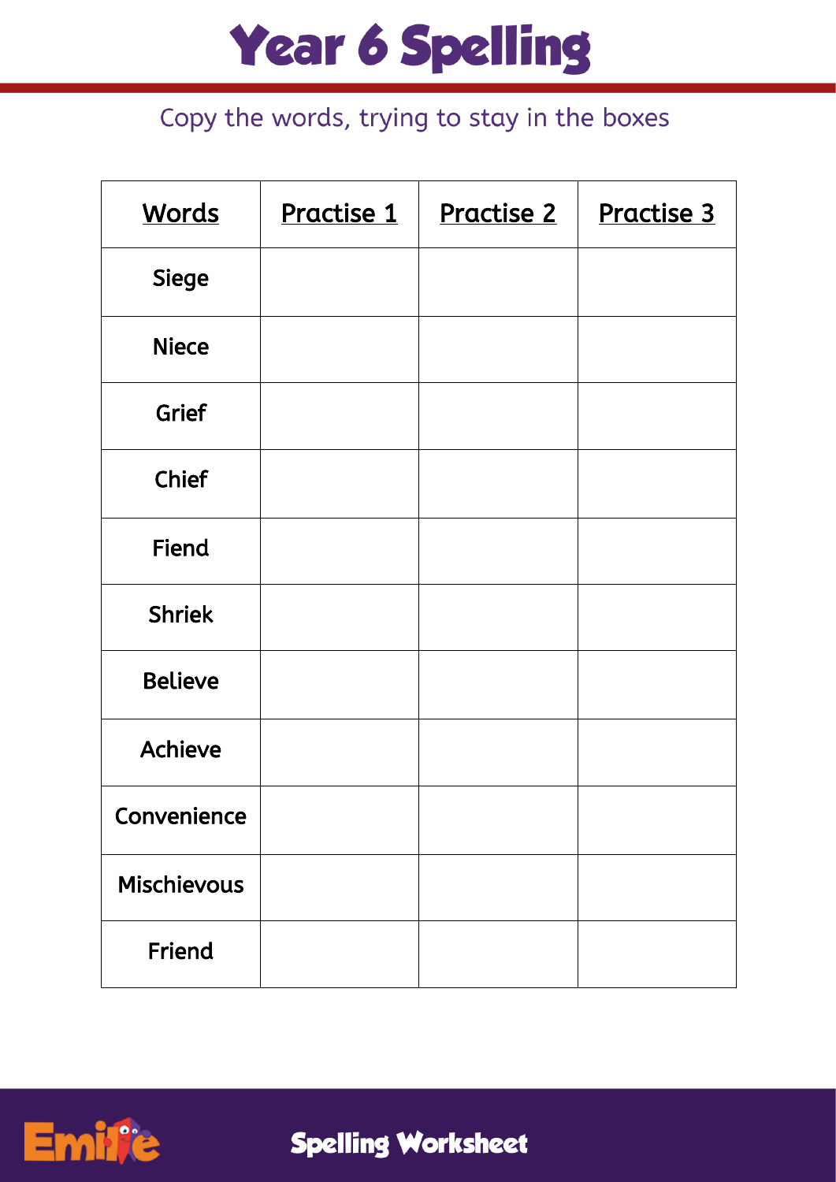# Year 6 Spelling

Copy the words, trying to stay in the boxes

| Words | Practise 1 | Practise 2 | Practise 3 |
|---|---|---|---|
| Siege | | | |
| Niece | | | |
| Grief | | | |
| Chief | | | |
| Fiend | | | |
| Shriek | | | |
| Believe | | | |
| Achieve | | | |
| Convenience | | | |
| Mischievous | | | |
| Friend | | | |

Emile

Spelling Worksheet